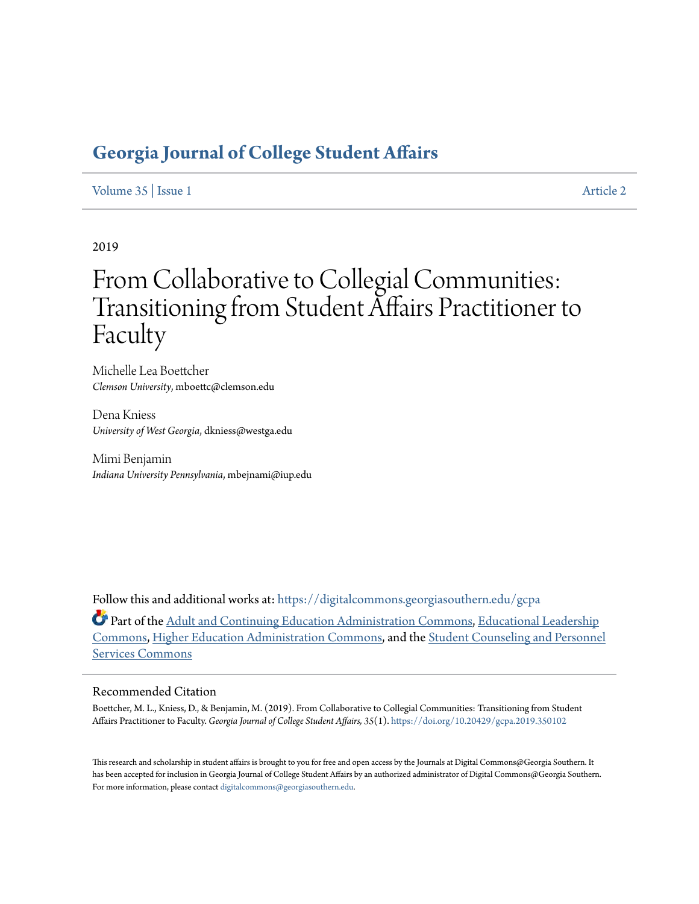# Georgia Journal of College Student Affairs

Volume 35 | Issue 1 Article 2

2019

# From Collaborative to Collegial Communities: Transitioning from Student Affairs Practitioner to Faculty

Michelle Lea Boettcher
*Clemson University*, mboettc@clemson.edu

Dena Kniess
*University of West Georgia*, dkniess@westga.edu

Mimi Benjamin
*Indiana University Pennsylvania*, mbejnami@iup.edu

Follow this and additional works at: https://digitalcommons.georgiasouthern.edu/gcpa

Part of the Adult and Continuing Education Administration Commons, Educational Leadership Commons, Higher Education Administration Commons, and the Student Counseling and Personnel Services Commons

## Recommended Citation

Boettcher, M. L., Kniess, D., & Benjamin, M. (2019). From Collaborative to Collegial Communities: Transitioning from Student Affairs Practitioner to Faculty. *Georgia Journal of College Student Affairs, 35*(1). https://doi.org/10.20429/gcpa.2019.350102

This research and scholarship in student affairs is brought to you for free and open access by the Journals at Digital Commons@Georgia Southern. It has been accepted for inclusion in Georgia Journal of College Student Affairs by an authorized administrator of Digital Commons@Georgia Southern. For more information, please contact digitalcommons@georgiasouthern.edu.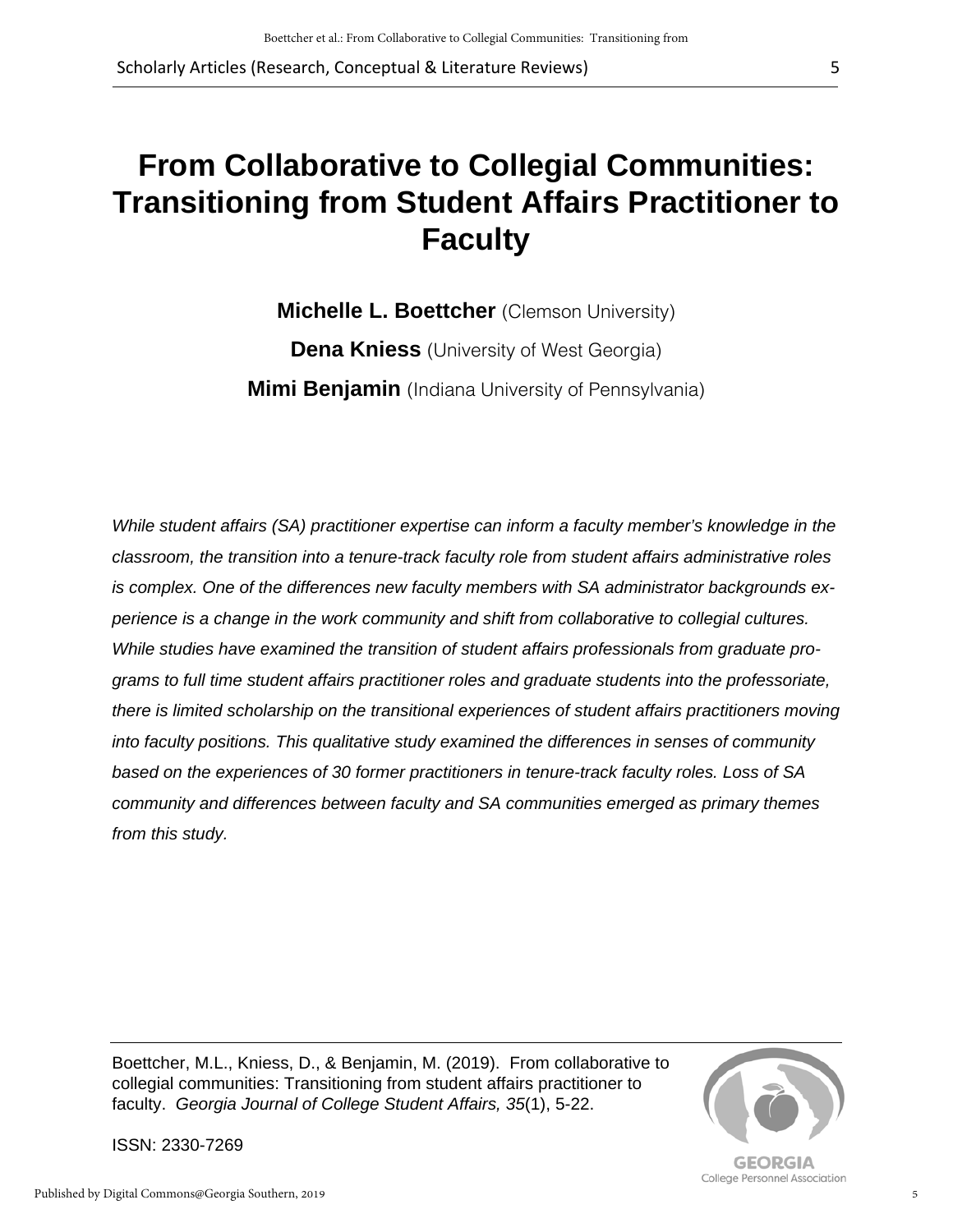# From Collaborative to Collegial Communities: Transitioning from Student Affairs Practitioner to Faculty

**Michelle L. Boettcher** (Clemson University)

**Dena Kniess** (University of West Georgia)

**Mimi Benjamin** (Indiana University of Pennsylvania)

*While student affairs (SA) practitioner expertise can inform a faculty member's knowledge in the classroom, the transition into a tenure-track faculty role from student affairs administrative roles is complex. One of the differences new faculty members with SA administrator backgrounds experience is a change in the work community and shift from collaborative to collegial cultures. While studies have examined the transition of student affairs professionals from graduate programs to full time student affairs practitioner roles and graduate students into the professoriate, there is limited scholarship on the transitional experiences of student affairs practitioners moving into faculty positions. This qualitative study examined the differences in senses of community based on the experiences of 30 former practitioners in tenure-track faculty roles. Loss of SA community and differences between faculty and SA communities emerged as primary themes from this study.*

Boettcher, M.L., Kniess, D., & Benjamin, M. (2019). From collaborative to collegial communities: Transitioning from student affairs practitioner to faculty. *Georgia Journal of College Student Affairs, 35*(1), 5-22.

ISSN: 2330-7269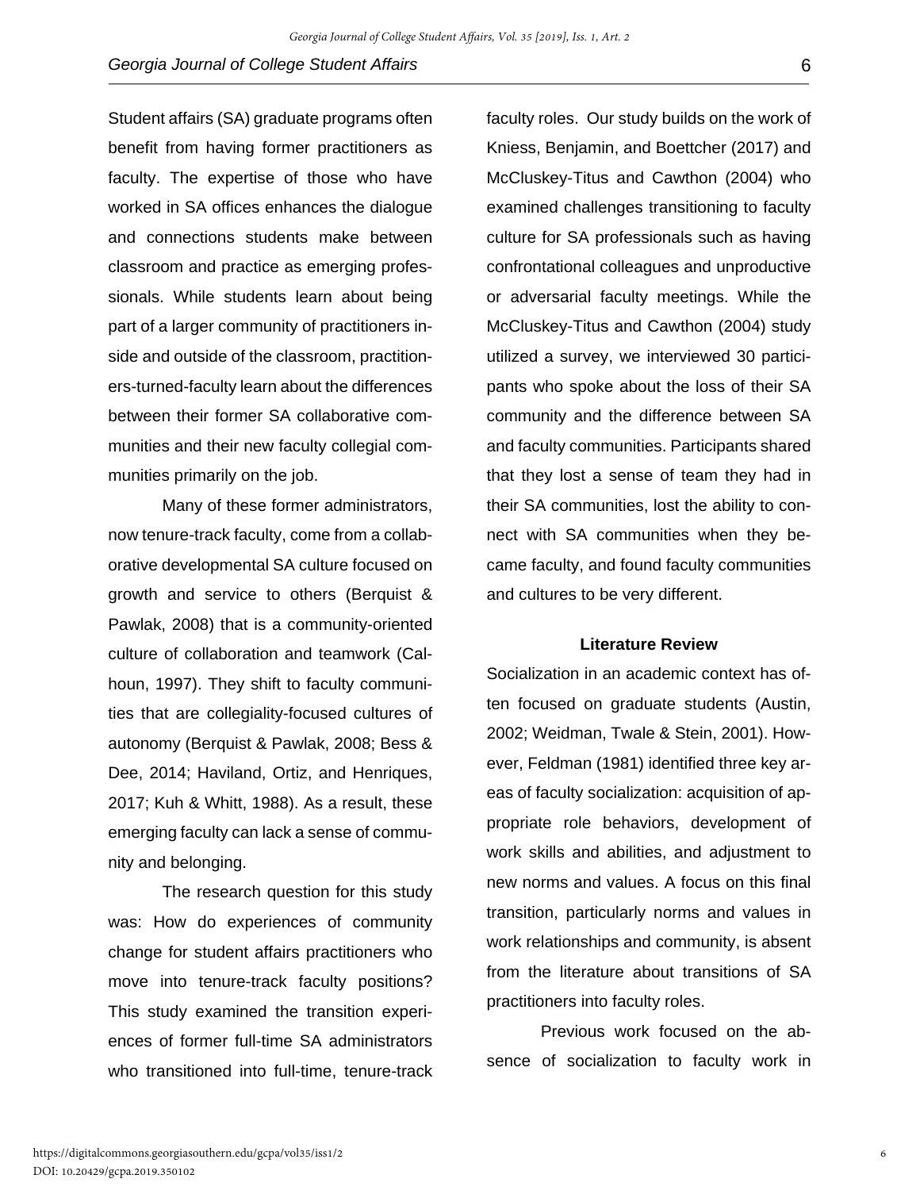Student affairs (SA) graduate programs often benefit from having former practitioners as faculty. The expertise of those who have worked in SA offices enhances the dialogue and connections students make between classroom and practice as emerging professionals. While students learn about being part of a larger community of practitioners inside and outside of the classroom, practitioners-turned-faculty learn about the differences between their former SA collaborative communities and their new faculty collegial communities primarily on the job.

Many of these former administrators, now tenure-track faculty, come from a collaborative developmental SA culture focused on growth and service to others (Berquist & Pawlak, 2008) that is a community-oriented culture of collaboration and teamwork (Calhoun, 1997). They shift to faculty communities that are collegiality-focused cultures of autonomy (Berquist & Pawlak, 2008; Bess & Dee, 2014; Haviland, Ortiz, and Henriques, 2017; Kuh & Whitt, 1988). As a result, these emerging faculty can lack a sense of community and belonging.

The research question for this study was: How do experiences of community change for student affairs practitioners who move into tenure-track faculty positions? This study examined the transition experiences of former full-time SA administrators who transitioned into full-time, tenure-track faculty roles. Our study builds on the work of Kniess, Benjamin, and Boettcher (2017) and McCluskey-Titus and Cawthon (2004) who examined challenges transitioning to faculty culture for SA professionals such as having confrontational colleagues and unproductive or adversarial faculty meetings. While the McCluskey-Titus and Cawthon (2004) study utilized a survey, we interviewed 30 participants who spoke about the loss of their SA community and the difference between SA and faculty communities. Participants shared that they lost a sense of team they had in their SA communities, lost the ability to connect with SA communities when they became faculty, and found faculty communities and cultures to be very different.

## Literature Review

Socialization in an academic context has often focused on graduate students (Austin, 2002; Weidman, Twale & Stein, 2001). However, Feldman (1981) identified three key areas of faculty socialization: acquisition of appropriate role behaviors, development of work skills and abilities, and adjustment to new norms and values. A focus on this final transition, particularly norms and values in work relationships and community, is absent from the literature about transitions of SA practitioners into faculty roles.

Previous work focused on the absence of socialization to faculty work in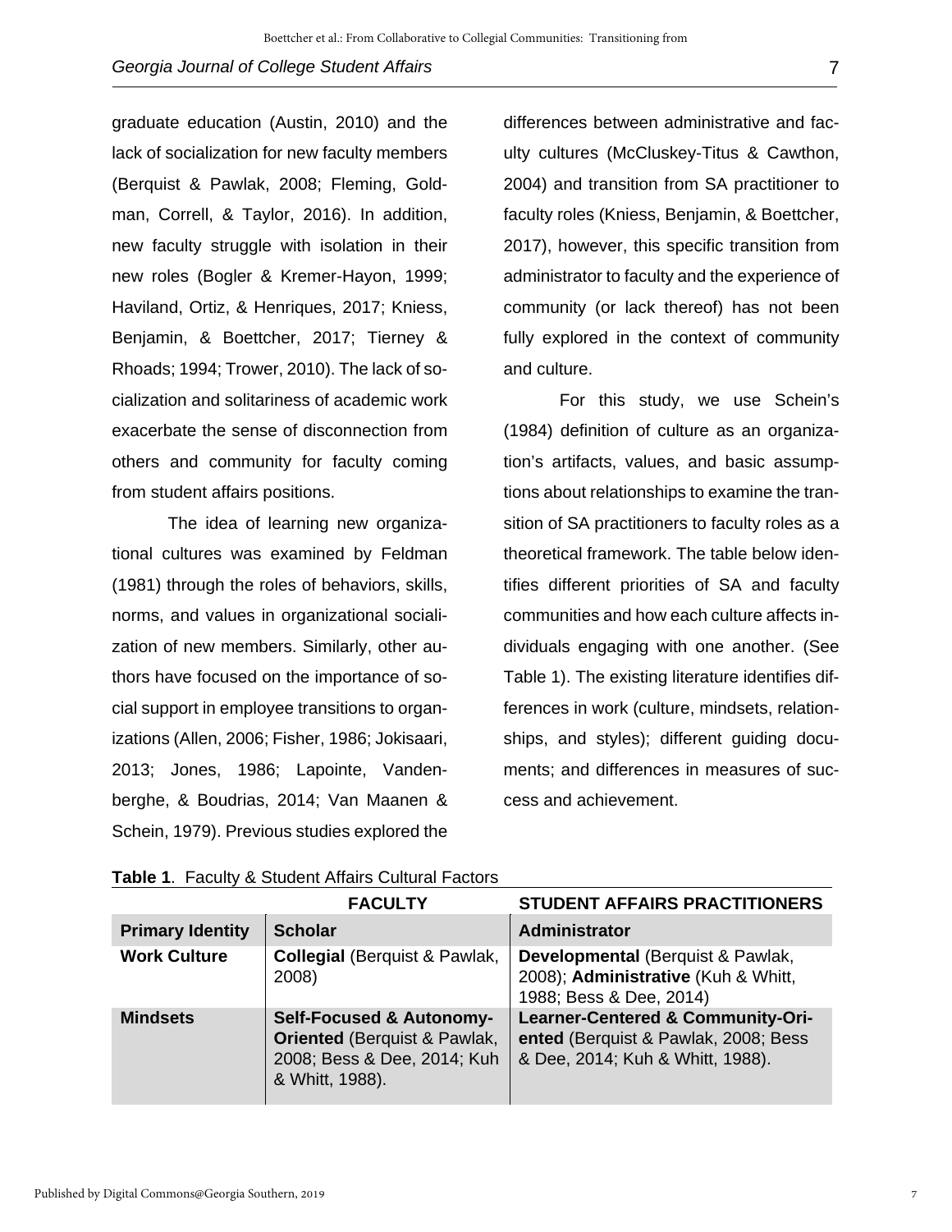graduate education (Austin, 2010) and the lack of socialization for new faculty members (Berquist & Pawlak, 2008; Fleming, Goldman, Correll, & Taylor, 2016). In addition, new faculty struggle with isolation in their new roles (Bogler & Kremer-Hayon, 1999; Haviland, Ortiz, & Henriques, 2017; Kniess, Benjamin, & Boettcher, 2017; Tierney & Rhoads; 1994; Trower, 2010). The lack of socialization and solitariness of academic work exacerbate the sense of disconnection from others and community for faculty coming from student affairs positions.

The idea of learning new organizational cultures was examined by Feldman (1981) through the roles of behaviors, skills, norms, and values in organizational socialization of new members. Similarly, other authors have focused on the importance of social support in employee transitions to organizations (Allen, 2006; Fisher, 1986; Jokisaari, 2013; Jones, 1986; Lapointe, Vandenberghe, & Boudrias, 2014; Van Maanen & Schein, 1979). Previous studies explored the differences between administrative and faculty cultures (McCluskey-Titus & Cawthon, 2004) and transition from SA practitioner to faculty roles (Kniess, Benjamin, & Boettcher, 2017), however, this specific transition from administrator to faculty and the experience of community (or lack thereof) has not been fully explored in the context of community and culture.

For this study, we use Schein's (1984) definition of culture as an organization's artifacts, values, and basic assumptions about relationships to examine the transition of SA practitioners to faculty roles as a theoretical framework. The table below identifies different priorities of SA and faculty communities and how each culture affects individuals engaging with one another. (See Table 1). The existing literature identifies differences in work (culture, mindsets, relationships, and styles); different guiding documents; and differences in measures of success and achievement.

**Table 1**. Faculty & Student Affairs Cultural Factors

| | FACULTY | STUDENT AFFAIRS PRACTITIONERS |
|---|---|---|
| **Primary Identity** | **Scholar** | **Administrator** |
| **Work Culture** | **Collegial** (Berquist & Pawlak, 2008) | **Developmental** (Berquist & Pawlak, 2008); **Administrative** (Kuh & Whitt, 1988; Bess & Dee, 2014) |
| **Mindsets** | **Self-Focused & Autonomy-Oriented** (Berquist & Pawlak, 2008; Bess & Dee, 2014; Kuh & Whitt, 1988). | **Learner-Centered & Community-Oriented** (Berquist & Pawlak, 2008; Bess & Dee, 2014; Kuh & Whitt, 1988). |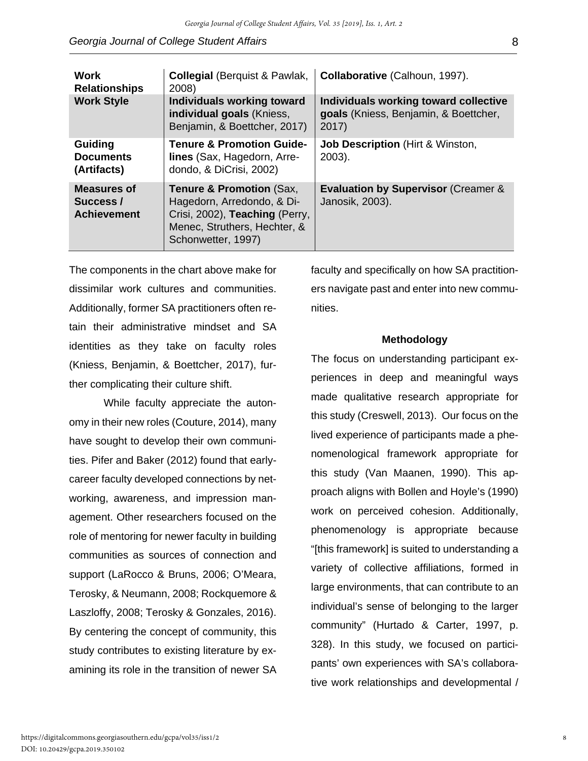| | | |
|---|---|---|
| **Work Relationships** | **Collegial** (Berquist & Pawlak, 2008) | **Collaborative** (Calhoun, 1997). |
| **Work Style** | **Individuals working toward individual goals** (Kniess, Benjamin, & Boettcher, 2017) | **Individuals working toward collective goals** (Kniess, Benjamin, & Boettcher, 2017) |
| **Guiding Documents (Artifacts)** | **Tenure & Promotion Guidelines** (Sax, Hagedorn, Arredondo, & DiCrisi, 2002) | **Job Description** (Hirt & Winston, 2003). |
| **Measures of Success / Achievement** | **Tenure & Promotion** (Sax, Hagedorn, Arredondo, & DiCrisi, 2002), **Teaching** (Perry, Menec, Struthers, Hechter, & Schonwetter, 1997) | **Evaluation by Supervisor** (Creamer & Janosik, 2003). |

The components in the chart above make for dissimilar work cultures and communities. Additionally, former SA practitioners often retain their administrative mindset and SA identities as they take on faculty roles (Kniess, Benjamin, & Boettcher, 2017), further complicating their culture shift.

While faculty appreciate the autonomy in their new roles (Couture, 2014), many have sought to develop their own communities. Pifer and Baker (2012) found that early-career faculty developed connections by networking, awareness, and impression management. Other researchers focused on the role of mentoring for newer faculty in building communities as sources of connection and support (LaRocco & Bruns, 2006; O'Meara, Terosky, & Neumann, 2008; Rockquemore & Laszloffy, 2008; Terosky & Gonzales, 2016). By centering the concept of community, this study contributes to existing literature by examining its role in the transition of newer SA faculty and specifically on how SA practitioners navigate past and enter into new communities.

## Methodology

The focus on understanding participant experiences in deep and meaningful ways made qualitative research appropriate for this study (Creswell, 2013). Our focus on the lived experience of participants made a phenomenological framework appropriate for this study (Van Maanen, 1990). This approach aligns with Bollen and Hoyle's (1990) work on perceived cohesion. Additionally, phenomenology is appropriate because "[this framework] is suited to understanding a variety of collective affiliations, formed in large environments, that can contribute to an individual's sense of belonging to the larger community" (Hurtado & Carter, 1997, p. 328). In this study, we focused on participants' own experiences with SA's collaborative work relationships and developmental /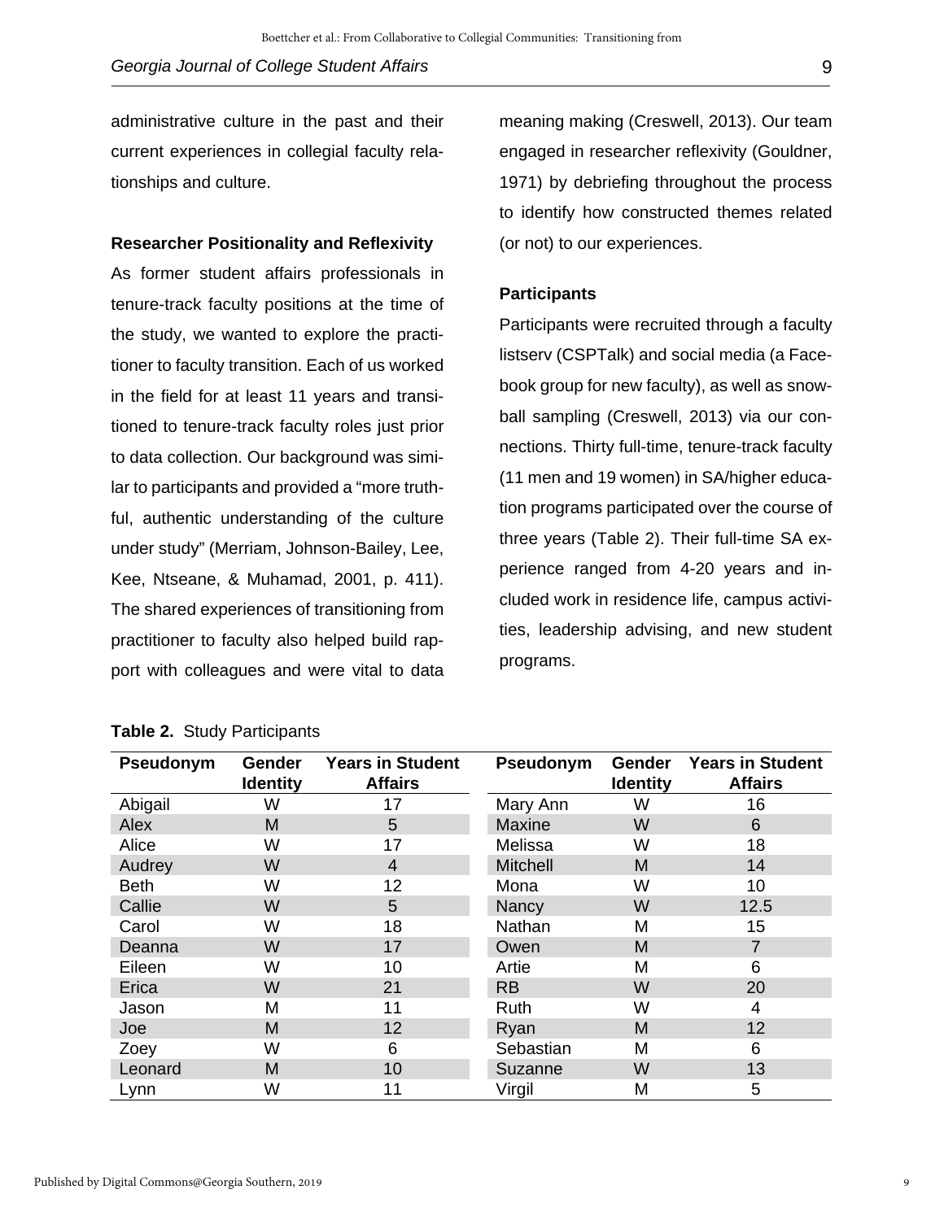administrative culture in the past and their current experiences in collegial faculty relationships and culture.

### Researcher Positionality and Reflexivity

As former student affairs professionals in tenure-track faculty positions at the time of the study, we wanted to explore the practitioner to faculty transition. Each of us worked in the field for at least 11 years and transitioned to tenure-track faculty roles just prior to data collection. Our background was similar to participants and provided a "more truthful, authentic understanding of the culture under study" (Merriam, Johnson-Bailey, Lee, Kee, Ntseane, & Muhamad, 2001, p. 411). The shared experiences of transitioning from practitioner to faculty also helped build rapport with colleagues and were vital to data meaning making (Creswell, 2013). Our team engaged in researcher reflexivity (Gouldner, 1971) by debriefing throughout the process to identify how constructed themes related (or not) to our experiences.

### Participants

Participants were recruited through a faculty listserv (CSPTalk) and social media (a Facebook group for new faculty), as well as snowball sampling (Creswell, 2013) via our connections. Thirty full-time, tenure-track faculty (11 men and 19 women) in SA/higher education programs participated over the course of three years (Table 2). Their full-time SA experience ranged from 4-20 years and included work in residence life, campus activities, leadership advising, and new student programs.

**Table 2.** Study Participants

| Pseudonym | Gender Identity | Years in Student Affairs | Pseudonym | Gender Identity | Years in Student Affairs |
|---|---|---|---|---|---|
| Abigail | W | 17 | Mary Ann | W | 16 |
| Alex | M | 5 | Maxine | W | 6 |
| Alice | W | 17 | Melissa | W | 18 |
| Audrey | W | 4 | Mitchell | M | 14 |
| Beth | W | 12 | Mona | W | 10 |
| Callie | W | 5 | Nancy | W | 12.5 |
| Carol | W | 18 | Nathan | M | 15 |
| Deanna | W | 17 | Owen | M | 7 |
| Eileen | W | 10 | Artie | M | 6 |
| Erica | W | 21 | RB | W | 20 |
| Jason | M | 11 | Ruth | W | 4 |
| Joe | M | 12 | Ryan | M | 12 |
| Zoey | W | 6 | Sebastian | M | 6 |
| Leonard | M | 10 | Suzanne | W | 13 |
| Lynn | W | 11 | Virgil | M | 5 |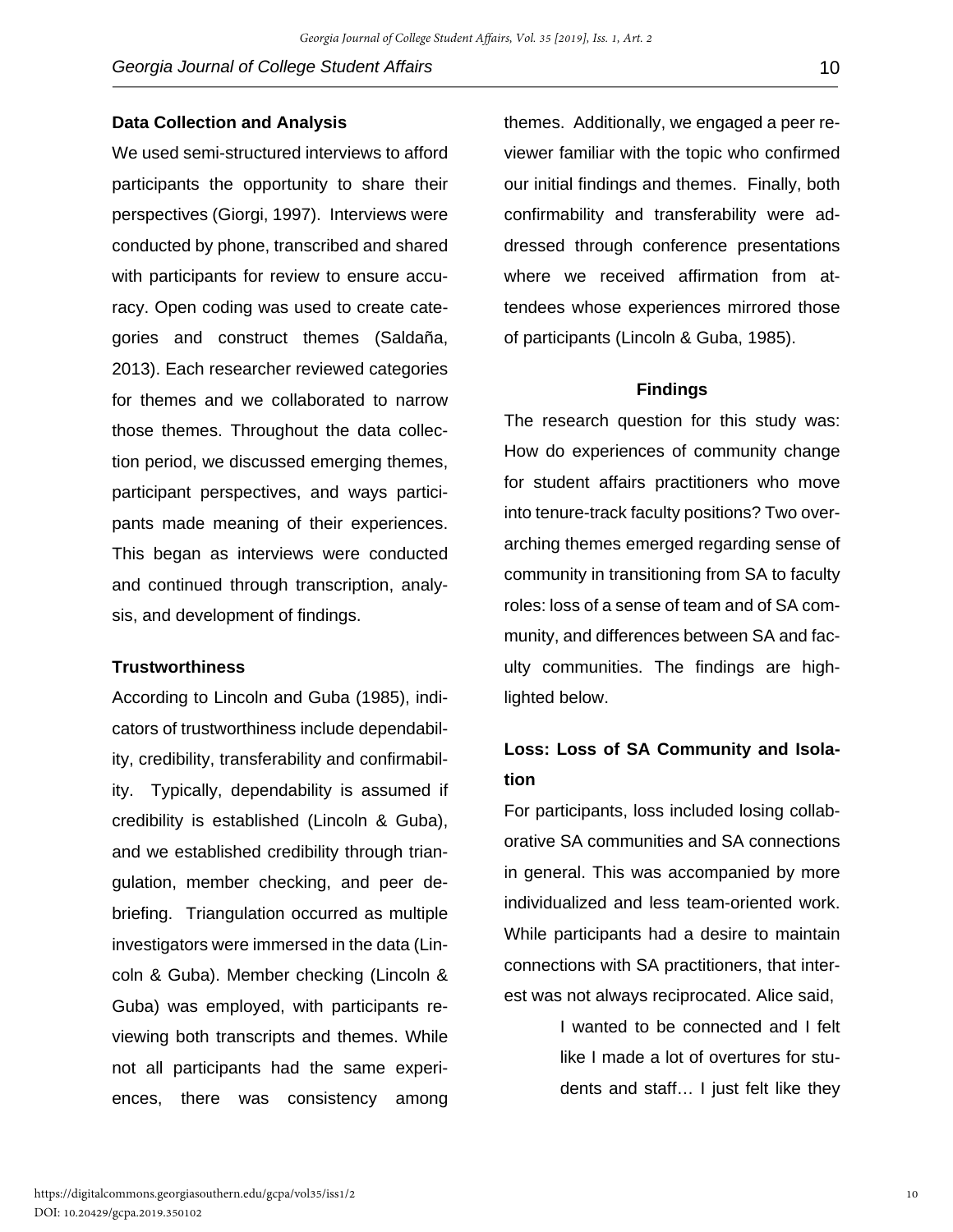### Data Collection and Analysis

We used semi-structured interviews to afford participants the opportunity to share their perspectives (Giorgi, 1997). Interviews were conducted by phone, transcribed and shared with participants for review to ensure accuracy. Open coding was used to create categories and construct themes (Saldaña, 2013). Each researcher reviewed categories for themes and we collaborated to narrow those themes. Throughout the data collection period, we discussed emerging themes, participant perspectives, and ways participants made meaning of their experiences. This began as interviews were conducted and continued through transcription, analysis, and development of findings.

### Trustworthiness

According to Lincoln and Guba (1985), indicators of trustworthiness include dependability, credibility, transferability and confirmability. Typically, dependability is assumed if credibility is established (Lincoln & Guba), and we established credibility through triangulation, member checking, and peer debriefing. Triangulation occurred as multiple investigators were immersed in the data (Lincoln & Guba). Member checking (Lincoln & Guba) was employed, with participants reviewing both transcripts and themes. While not all participants had the same experiences, there was consistency among themes. Additionally, we engaged a peer reviewer familiar with the topic who confirmed our initial findings and themes. Finally, both confirmability and transferability were addressed through conference presentations where we received affirmation from attendees whose experiences mirrored those of participants (Lincoln & Guba, 1985).

## Findings

The research question for this study was: How do experiences of community change for student affairs practitioners who move into tenure-track faculty positions? Two overarching themes emerged regarding sense of community in transitioning from SA to faculty roles: loss of a sense of team and of SA community, and differences between SA and faculty communities. The findings are highlighted below.

### Loss: Loss of SA Community and Isolation

For participants, loss included losing collaborative SA communities and SA connections in general. This was accompanied by more individualized and less team-oriented work. While participants had a desire to maintain connections with SA practitioners, that interest was not always reciprocated. Alice said,

> I wanted to be connected and I felt like I made a lot of overtures for students and staff… I just felt like they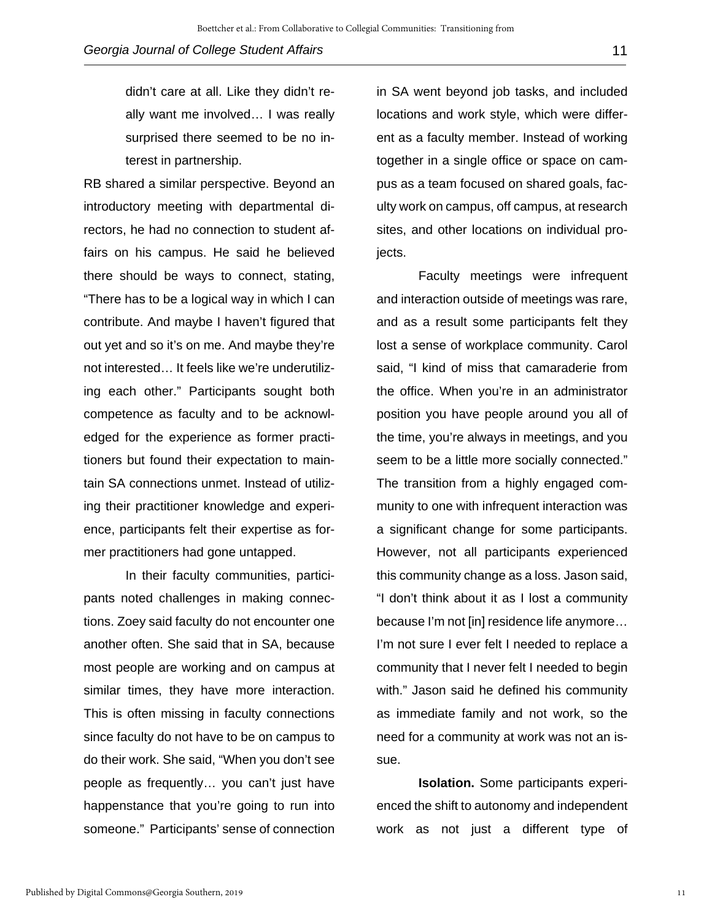> didn't care at all. Like they didn't really want me involved… I was really surprised there seemed to be no interest in partnership.

RB shared a similar perspective. Beyond an introductory meeting with departmental directors, he had no connection to student affairs on his campus. He said he believed there should be ways to connect, stating, "There has to be a logical way in which I can contribute. And maybe I haven't figured that out yet and so it's on me. And maybe they're not interested… It feels like we're underutilizing each other." Participants sought both competence as faculty and to be acknowledged for the experience as former practitioners but found their expectation to maintain SA connections unmet. Instead of utilizing their practitioner knowledge and experience, participants felt their expertise as former practitioners had gone untapped.

In their faculty communities, participants noted challenges in making connections. Zoey said faculty do not encounter one another often. She said that in SA, because most people are working and on campus at similar times, they have more interaction. This is often missing in faculty connections since faculty do not have to be on campus to do their work. She said, "When you don't see people as frequently… you can't just have happenstance that you're going to run into someone." Participants' sense of connection in SA went beyond job tasks, and included locations and work style, which were different as a faculty member. Instead of working together in a single office or space on campus as a team focused on shared goals, faculty work on campus, off campus, at research sites, and other locations on individual projects.

Faculty meetings were infrequent and interaction outside of meetings was rare, and as a result some participants felt they lost a sense of workplace community. Carol said, "I kind of miss that camaraderie from the office. When you're in an administrator position you have people around you all of the time, you're always in meetings, and you seem to be a little more socially connected." The transition from a highly engaged community to one with infrequent interaction was a significant change for some participants. However, not all participants experienced this community change as a loss. Jason said, "I don't think about it as I lost a community because I'm not [in] residence life anymore… I'm not sure I ever felt I needed to replace a community that I never felt I needed to begin with." Jason said he defined his community as immediate family and not work, so the need for a community at work was not an issue.

**Isolation.** Some participants experienced the shift to autonomy and independent work as not just a different type of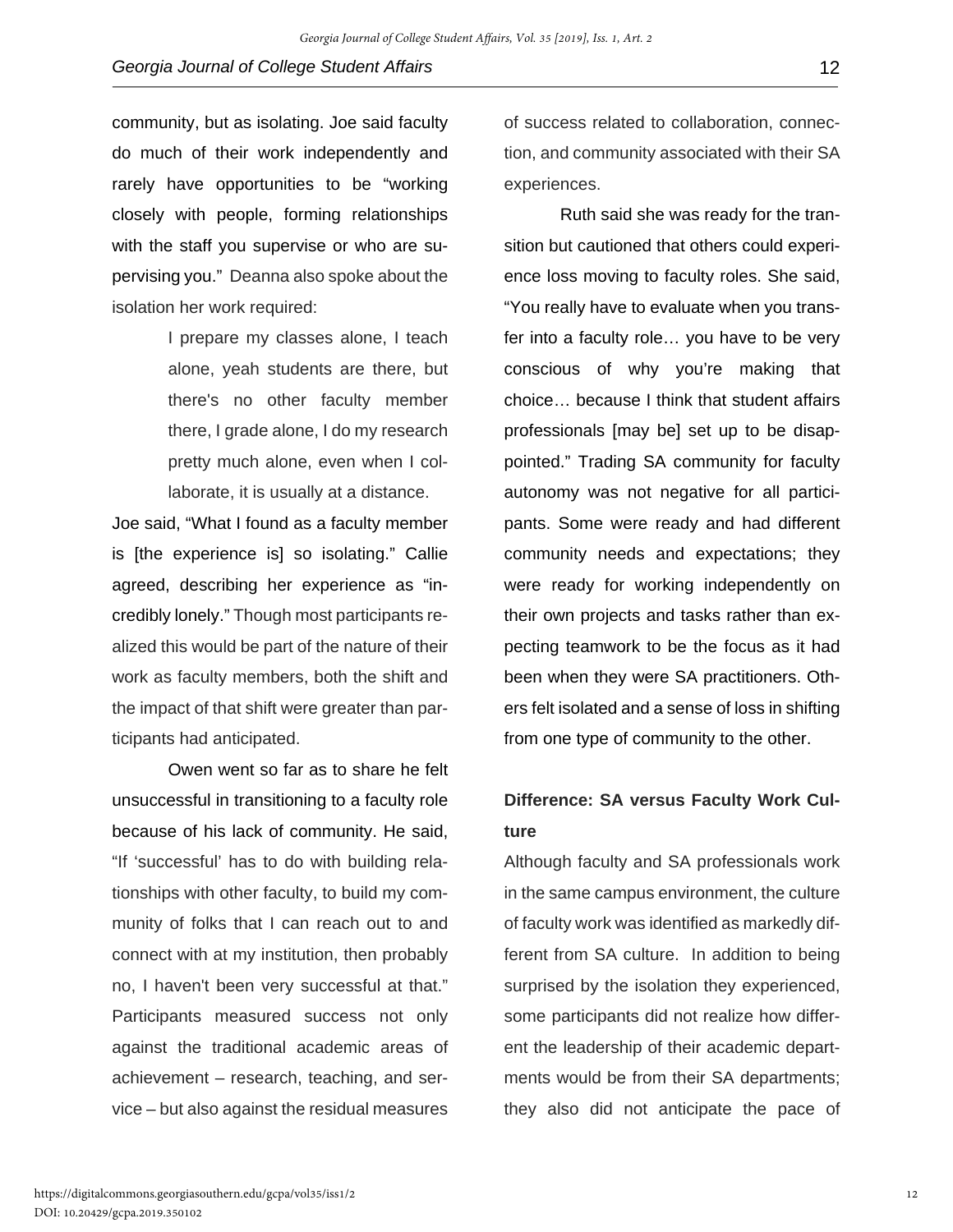community, but as isolating. Joe said faculty do much of their work independently and rarely have opportunities to be "working closely with people, forming relationships with the staff you supervise or who are supervising you." Deanna also spoke about the isolation her work required:

> I prepare my classes alone, I teach alone, yeah students are there, but there's no other faculty member there, I grade alone, I do my research pretty much alone, even when I collaborate, it is usually at a distance.

Joe said, "What I found as a faculty member is [the experience is] so isolating." Callie agreed, describing her experience as "incredibly lonely." Though most participants realized this would be part of the nature of their work as faculty members, both the shift and the impact of that shift were greater than participants had anticipated.

Owen went so far as to share he felt unsuccessful in transitioning to a faculty role because of his lack of community. He said, "If 'successful' has to do with building relationships with other faculty, to build my community of folks that I can reach out to and connect with at my institution, then probably no, I haven't been very successful at that." Participants measured success not only against the traditional academic areas of achievement – research, teaching, and service – but also against the residual measures of success related to collaboration, connection, and community associated with their SA experiences.

Ruth said she was ready for the transition but cautioned that others could experience loss moving to faculty roles. She said, "You really have to evaluate when you transfer into a faculty role… you have to be very conscious of why you're making that choice… because I think that student affairs professionals [may be] set up to be disappointed." Trading SA community for faculty autonomy was not negative for all participants. Some were ready and had different community needs and expectations; they were ready for working independently on their own projects and tasks rather than expecting teamwork to be the focus as it had been when they were SA practitioners. Others felt isolated and a sense of loss in shifting from one type of community to the other.

### Difference: SA versus Faculty Work Culture

Although faculty and SA professionals work in the same campus environment, the culture of faculty work was identified as markedly different from SA culture. In addition to being surprised by the isolation they experienced, some participants did not realize how different the leadership of their academic departments would be from their SA departments; they also did not anticipate the pace of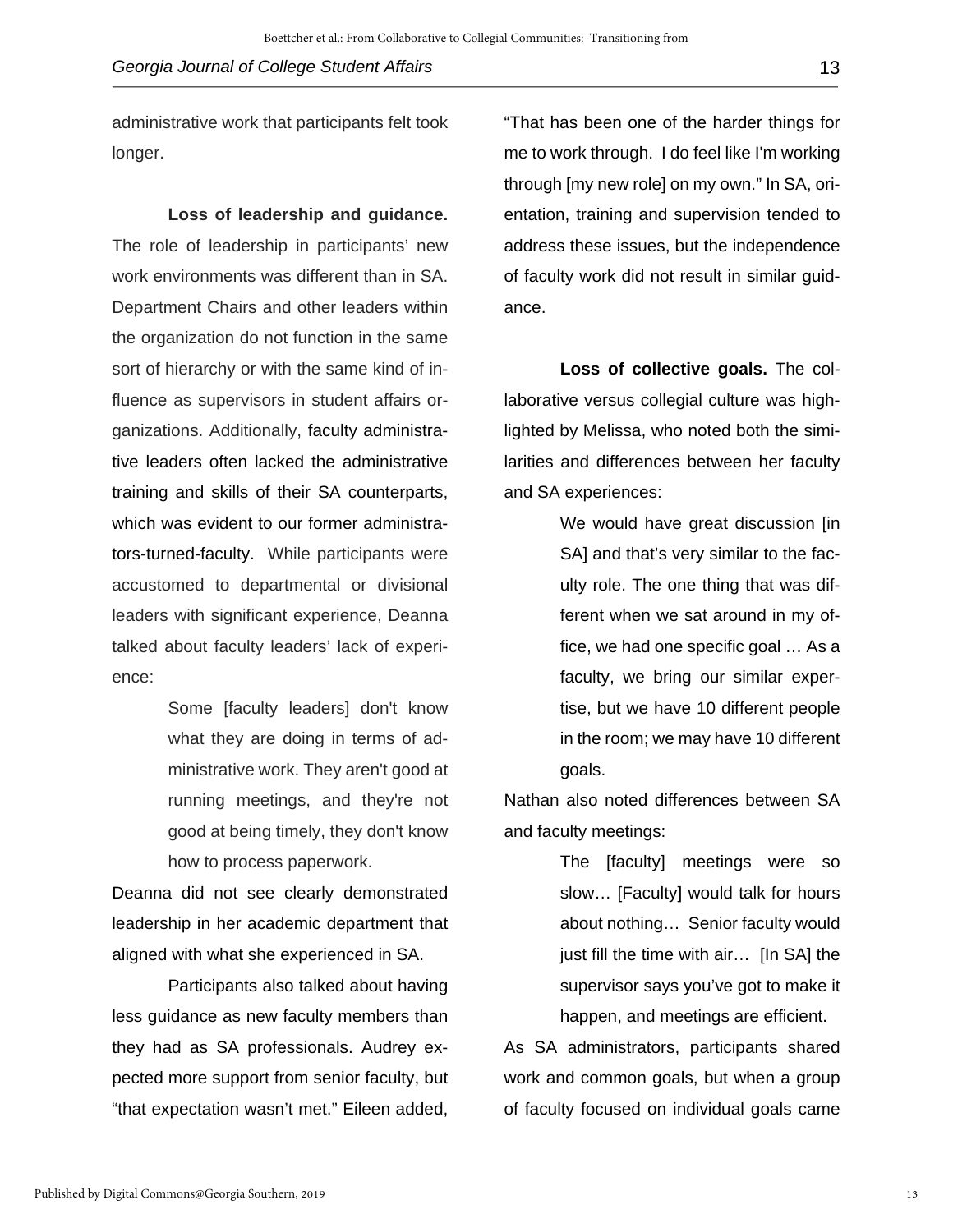administrative work that participants felt took longer.

**Loss of leadership and guidance.** The role of leadership in participants' new work environments was different than in SA. Department Chairs and other leaders within the organization do not function in the same sort of hierarchy or with the same kind of influence as supervisors in student affairs organizations. Additionally, faculty administrative leaders often lacked the administrative training and skills of their SA counterparts, which was evident to our former administrators-turned-faculty. While participants were accustomed to departmental or divisional leaders with significant experience, Deanna talked about faculty leaders' lack of experience:

> Some [faculty leaders] don't know what they are doing in terms of administrative work. They aren't good at running meetings, and they're not good at being timely, they don't know how to process paperwork.

Deanna did not see clearly demonstrated leadership in her academic department that aligned with what she experienced in SA.

Participants also talked about having less guidance as new faculty members than they had as SA professionals. Audrey expected more support from senior faculty, but "that expectation wasn't met." Eileen added, "That has been one of the harder things for me to work through. I do feel like I'm working through [my new role] on my own." In SA, orientation, training and supervision tended to address these issues, but the independence of faculty work did not result in similar guidance.

**Loss of collective goals.** The collaborative versus collegial culture was highlighted by Melissa, who noted both the similarities and differences between her faculty and SA experiences:

> We would have great discussion [in SA] and that's very similar to the faculty role. The one thing that was different when we sat around in my office, we had one specific goal … As a faculty, we bring our similar expertise, but we have 10 different people in the room; we may have 10 different goals.

Nathan also noted differences between SA and faculty meetings:

> The [faculty] meetings were so slow… [Faculty] would talk for hours about nothing… Senior faculty would just fill the time with air… [In SA] the supervisor says you've got to make it happen, and meetings are efficient.

As SA administrators, participants shared work and common goals, but when a group of faculty focused on individual goals came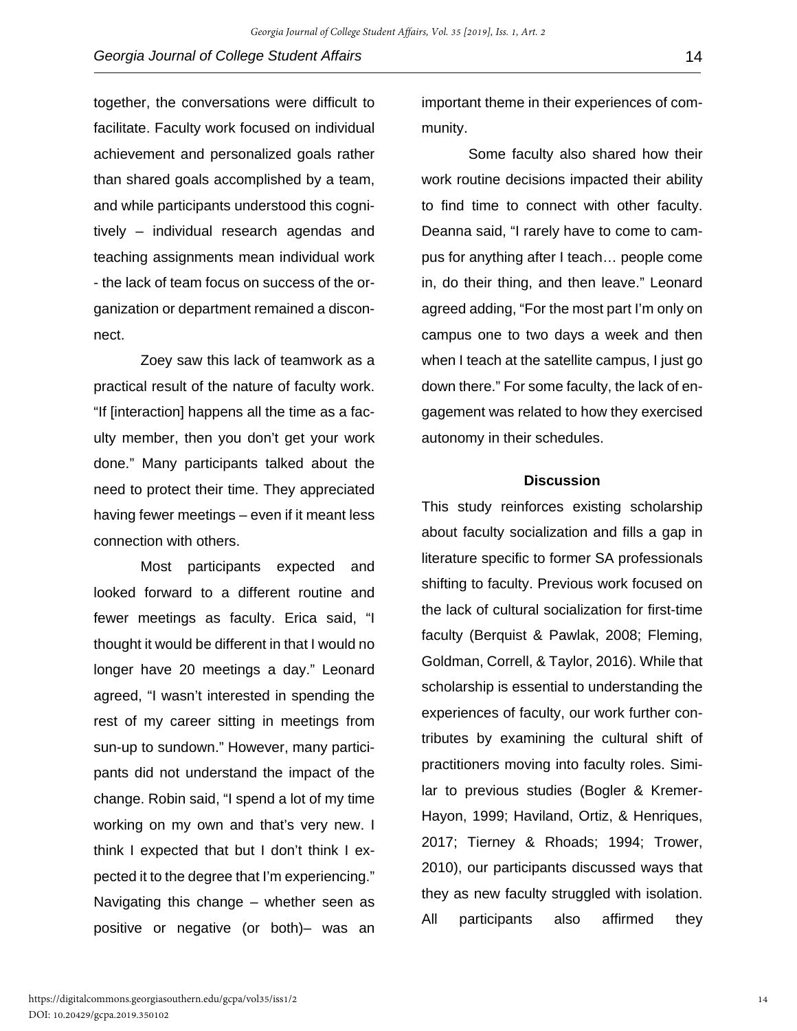together, the conversations were difficult to facilitate. Faculty work focused on individual achievement and personalized goals rather than shared goals accomplished by a team, and while participants understood this cognitively – individual research agendas and teaching assignments mean individual work - the lack of team focus on success of the organization or department remained a disconnect.

Zoey saw this lack of teamwork as a practical result of the nature of faculty work. "If [interaction] happens all the time as a faculty member, then you don't get your work done." Many participants talked about the need to protect their time. They appreciated having fewer meetings – even if it meant less connection with others.

Most participants expected and looked forward to a different routine and fewer meetings as faculty. Erica said, "I thought it would be different in that I would no longer have 20 meetings a day." Leonard agreed, "I wasn't interested in spending the rest of my career sitting in meetings from sun-up to sundown." However, many participants did not understand the impact of the change. Robin said, "I spend a lot of my time working on my own and that's very new. I think I expected that but I don't think I expected it to the degree that I'm experiencing." Navigating this change – whether seen as positive or negative (or both)– was an important theme in their experiences of community.

Some faculty also shared how their work routine decisions impacted their ability to find time to connect with other faculty. Deanna said, "I rarely have to come to campus for anything after I teach… people come in, do their thing, and then leave." Leonard agreed adding, "For the most part I'm only on campus one to two days a week and then when I teach at the satellite campus, I just go down there." For some faculty, the lack of engagement was related to how they exercised autonomy in their schedules.

## Discussion

This study reinforces existing scholarship about faculty socialization and fills a gap in literature specific to former SA professionals shifting to faculty. Previous work focused on the lack of cultural socialization for first-time faculty (Berquist & Pawlak, 2008; Fleming, Goldman, Correll, & Taylor, 2016). While that scholarship is essential to understanding the experiences of faculty, our work further contributes by examining the cultural shift of practitioners moving into faculty roles. Similar to previous studies (Bogler & Kremer-Hayon, 1999; Haviland, Ortiz, & Henriques, 2017; Tierney & Rhoads; 1994; Trower, 2010), our participants discussed ways that they as new faculty struggled with isolation. All participants also affirmed they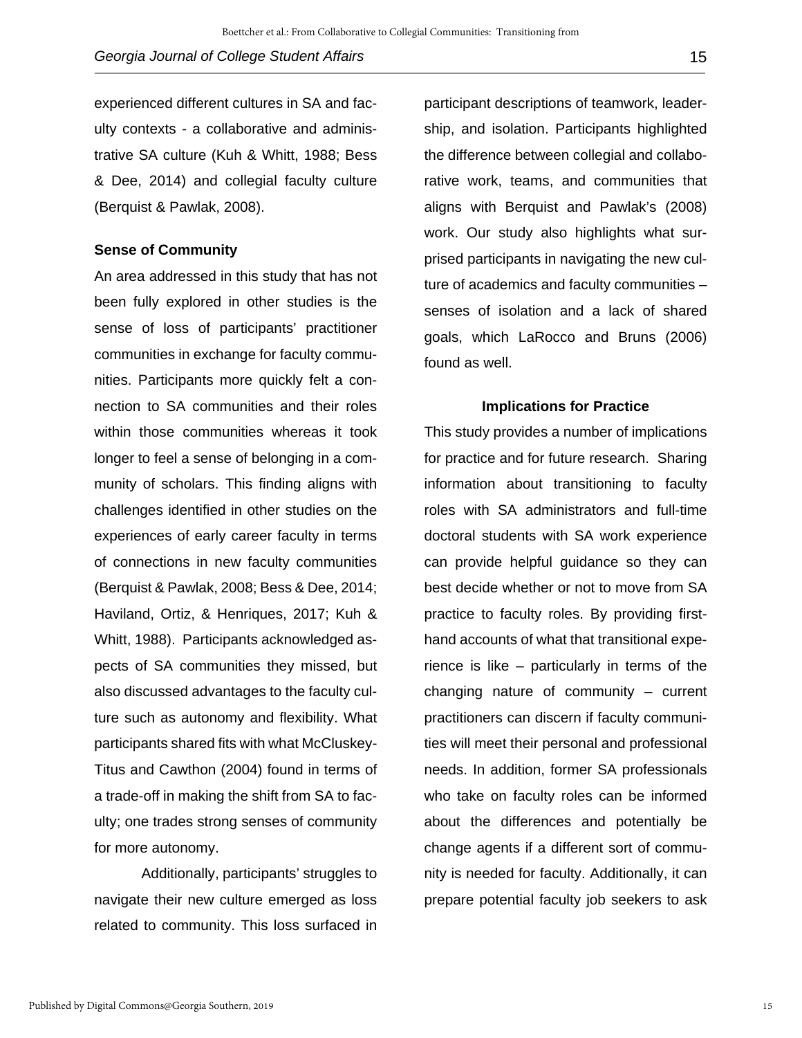experienced different cultures in SA and faculty contexts - a collaborative and administrative SA culture (Kuh & Whitt, 1988; Bess & Dee, 2014) and collegial faculty culture (Berquist & Pawlak, 2008).

### Sense of Community

An area addressed in this study that has not been fully explored in other studies is the sense of loss of participants' practitioner communities in exchange for faculty communities. Participants more quickly felt a connection to SA communities and their roles within those communities whereas it took longer to feel a sense of belonging in a community of scholars. This finding aligns with challenges identified in other studies on the experiences of early career faculty in terms of connections in new faculty communities (Berquist & Pawlak, 2008; Bess & Dee, 2014; Haviland, Ortiz, & Henriques, 2017; Kuh & Whitt, 1988). Participants acknowledged aspects of SA communities they missed, but also discussed advantages to the faculty culture such as autonomy and flexibility. What participants shared fits with what McCluskey-Titus and Cawthon (2004) found in terms of a trade-off in making the shift from SA to faculty; one trades strong senses of community for more autonomy.

Additionally, participants' struggles to navigate their new culture emerged as loss related to community. This loss surfaced in participant descriptions of teamwork, leadership, and isolation. Participants highlighted the difference between collegial and collaborative work, teams, and communities that aligns with Berquist and Pawlak's (2008) work. Our study also highlights what surprised participants in navigating the new culture of academics and faculty communities – senses of isolation and a lack of shared goals, which LaRocco and Bruns (2006) found as well.

## Implications for Practice

This study provides a number of implications for practice and for future research. Sharing information about transitioning to faculty roles with SA administrators and full-time doctoral students with SA work experience can provide helpful guidance so they can best decide whether or not to move from SA practice to faculty roles. By providing first-hand accounts of what that transitional experience is like – particularly in terms of the changing nature of community – current practitioners can discern if faculty communities will meet their personal and professional needs. In addition, former SA professionals who take on faculty roles can be informed about the differences and potentially be change agents if a different sort of community is needed for faculty. Additionally, it can prepare potential faculty job seekers to ask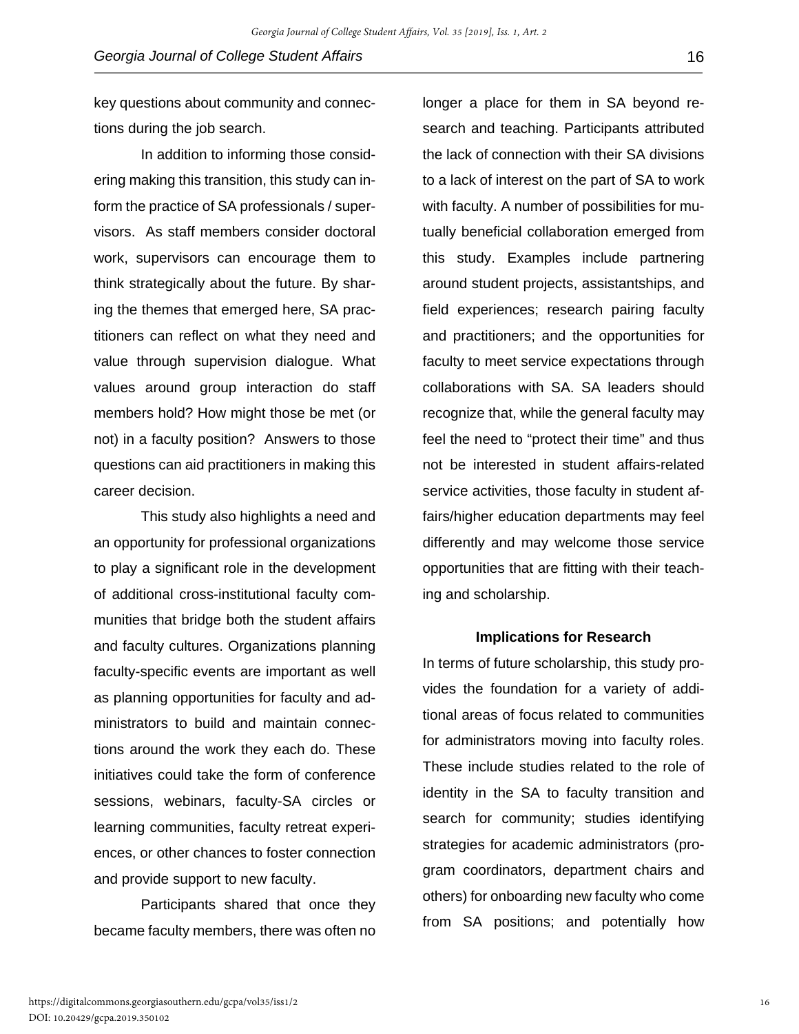key questions about community and connections during the job search.

In addition to informing those considering making this transition, this study can inform the practice of SA professionals / supervisors. As staff members consider doctoral work, supervisors can encourage them to think strategically about the future. By sharing the themes that emerged here, SA practitioners can reflect on what they need and value through supervision dialogue. What values around group interaction do staff members hold? How might those be met (or not) in a faculty position? Answers to those questions can aid practitioners in making this career decision.

This study also highlights a need and an opportunity for professional organizations to play a significant role in the development of additional cross-institutional faculty communities that bridge both the student affairs and faculty cultures. Organizations planning faculty-specific events are important as well as planning opportunities for faculty and administrators to build and maintain connections around the work they each do. These initiatives could take the form of conference sessions, webinars, faculty-SA circles or learning communities, faculty retreat experiences, or other chances to foster connection and provide support to new faculty.

Participants shared that once they became faculty members, there was often no longer a place for them in SA beyond research and teaching. Participants attributed the lack of connection with their SA divisions to a lack of interest on the part of SA to work with faculty. A number of possibilities for mutually beneficial collaboration emerged from this study. Examples include partnering around student projects, assistantships, and field experiences; research pairing faculty and practitioners; and the opportunities for faculty to meet service expectations through collaborations with SA. SA leaders should recognize that, while the general faculty may feel the need to "protect their time" and thus not be interested in student affairs-related service activities, those faculty in student affairs/higher education departments may feel differently and may welcome those service opportunities that are fitting with their teaching and scholarship.

### Implications for Research

In terms of future scholarship, this study provides the foundation for a variety of additional areas of focus related to communities for administrators moving into faculty roles. These include studies related to the role of identity in the SA to faculty transition and search for community; studies identifying strategies for academic administrators (program coordinators, department chairs and others) for onboarding new faculty who come from SA positions; and potentially how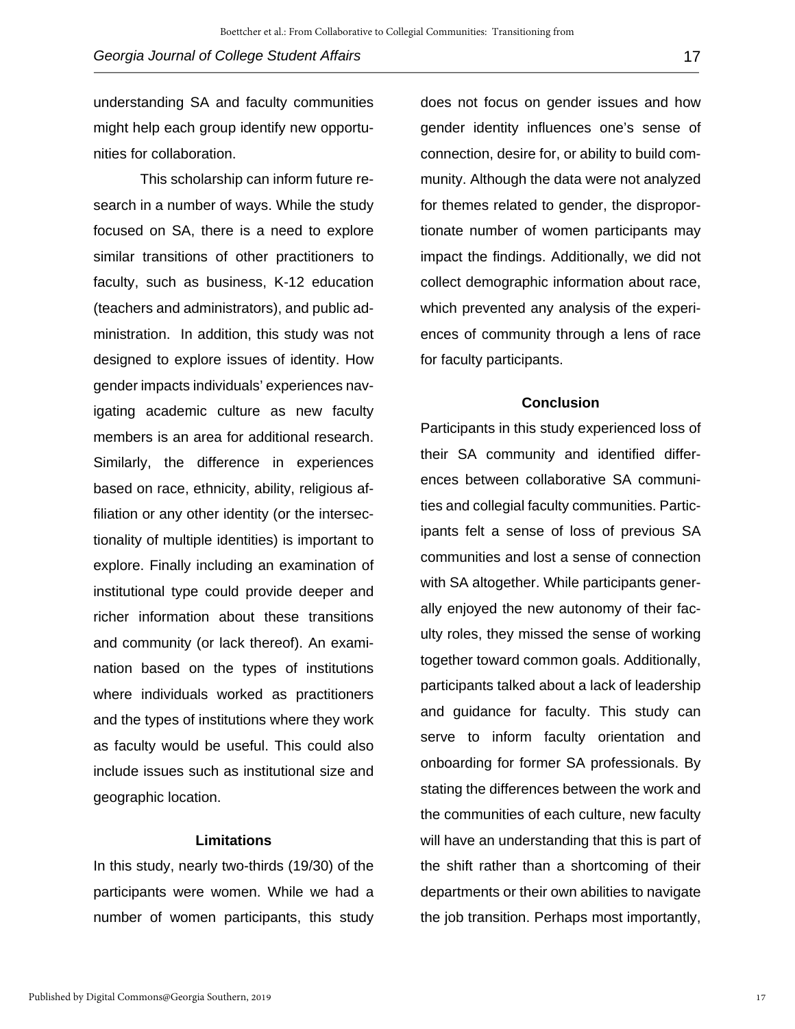understanding SA and faculty communities might help each group identify new opportunities for collaboration.

This scholarship can inform future research in a number of ways. While the study focused on SA, there is a need to explore similar transitions of other practitioners to faculty, such as business, K-12 education (teachers and administrators), and public administration. In addition, this study was not designed to explore issues of identity. How gender impacts individuals' experiences navigating academic culture as new faculty members is an area for additional research. Similarly, the difference in experiences based on race, ethnicity, ability, religious affiliation or any other identity (or the intersectionality of multiple identities) is important to explore. Finally including an examination of institutional type could provide deeper and richer information about these transitions and community (or lack thereof). An examination based on the types of institutions where individuals worked as practitioners and the types of institutions where they work as faculty would be useful. This could also include issues such as institutional size and geographic location.

## Limitations

In this study, nearly two-thirds (19/30) of the participants were women. While we had a number of women participants, this study does not focus on gender issues and how gender identity influences one's sense of connection, desire for, or ability to build community. Although the data were not analyzed for themes related to gender, the disproportionate number of women participants may impact the findings. Additionally, we did not collect demographic information about race, which prevented any analysis of the experiences of community through a lens of race for faculty participants.

## Conclusion

Participants in this study experienced loss of their SA community and identified differences between collaborative SA communities and collegial faculty communities. Participants felt a sense of loss of previous SA communities and lost a sense of connection with SA altogether. While participants generally enjoyed the new autonomy of their faculty roles, they missed the sense of working together toward common goals. Additionally, participants talked about a lack of leadership and guidance for faculty. This study can serve to inform faculty orientation and onboarding for former SA professionals. By stating the differences between the work and the communities of each culture, new faculty will have an understanding that this is part of the shift rather than a shortcoming of their departments or their own abilities to navigate the job transition. Perhaps most importantly,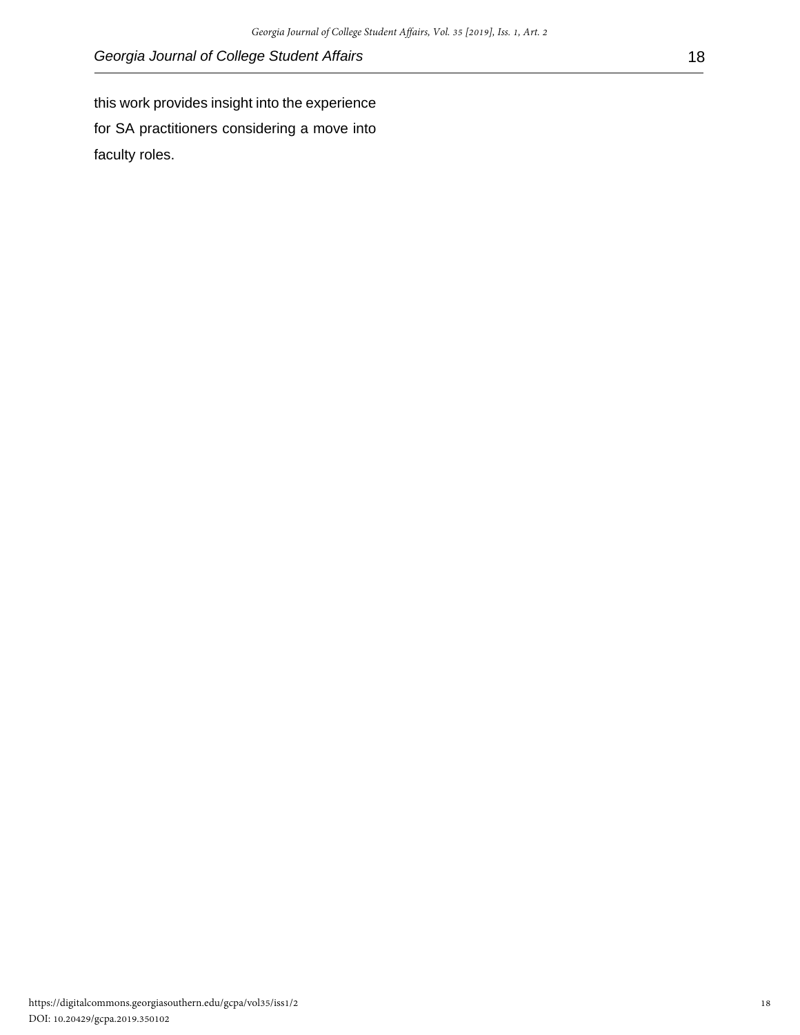this work provides insight into the experience for SA practitioners considering a move into faculty roles.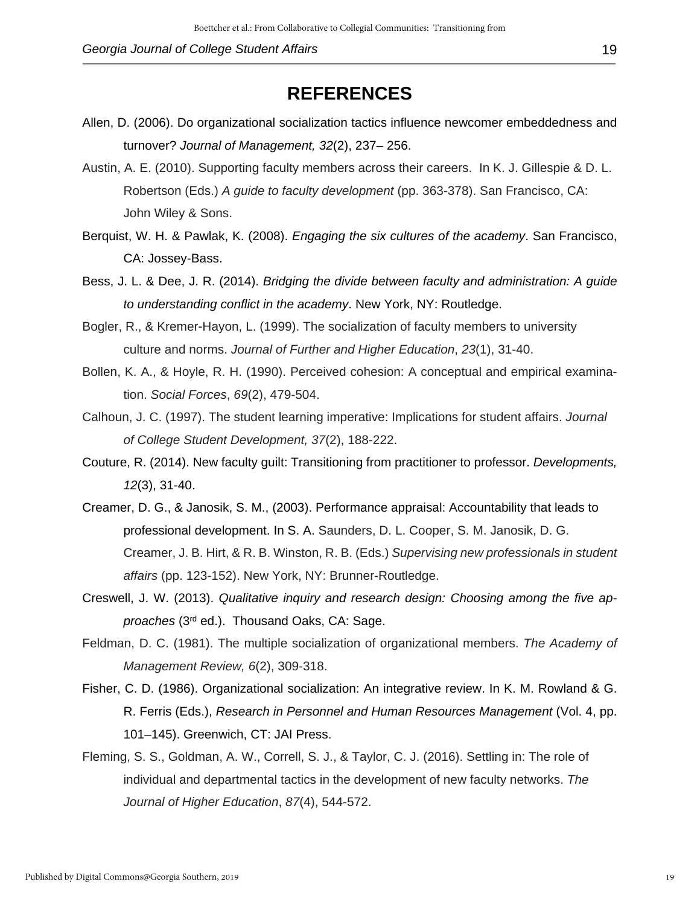# REFERENCES

Allen, D. (2006). Do organizational socialization tactics influence newcomer embeddedness and turnover? *Journal of Management, 32*(2), 237– 256.

Austin, A. E. (2010). Supporting faculty members across their careers. In K. J. Gillespie & D. L. Robertson (Eds.) *A guide to faculty development* (pp. 363-378). San Francisco, CA: John Wiley & Sons.

Berquist, W. H. & Pawlak, K. (2008). *Engaging the six cultures of the academy*. San Francisco, CA: Jossey-Bass.

Bess, J. L. & Dee, J. R. (2014). *Bridging the divide between faculty and administration: A guide to understanding conflict in the academy*. New York, NY: Routledge.

Bogler, R., & Kremer-Hayon, L. (1999). The socialization of faculty members to university culture and norms. *Journal of Further and Higher Education*, *23*(1), 31-40.

Bollen, K. A., & Hoyle, R. H. (1990). Perceived cohesion: A conceptual and empirical examination. *Social Forces*, *69*(2), 479-504.

Calhoun, J. C. (1997). The student learning imperative: Implications for student affairs. *Journal of College Student Development, 37*(2), 188-222.

Couture, R. (2014). New faculty guilt: Transitioning from practitioner to professor. *Developments, 12*(3), 31-40.

Creamer, D. G., & Janosik, S. M., (2003). Performance appraisal: Accountability that leads to professional development. In S. A. Saunders, D. L. Cooper, S. M. Janosik, D. G. Creamer, J. B. Hirt, & R. B. Winston, R. B. (Eds.) *Supervising new professionals in student affairs* (pp. 123-152). New York, NY: Brunner-Routledge.

Creswell, J. W. (2013). *Qualitative inquiry and research design: Choosing among the five approaches* (3rd ed.). Thousand Oaks, CA: Sage.

Feldman, D. C. (1981). The multiple socialization of organizational members. *The Academy of Management Review, 6*(2), 309-318.

Fisher, C. D. (1986). Organizational socialization: An integrative review. In K. M. Rowland & G. R. Ferris (Eds.), *Research in Personnel and Human Resources Management* (Vol. 4, pp. 101–145). Greenwich, CT: JAI Press.

Fleming, S. S., Goldman, A. W., Correll, S. J., & Taylor, C. J. (2016). Settling in: The role of individual and departmental tactics in the development of new faculty networks. *The Journal of Higher Education*, *87*(4), 544-572.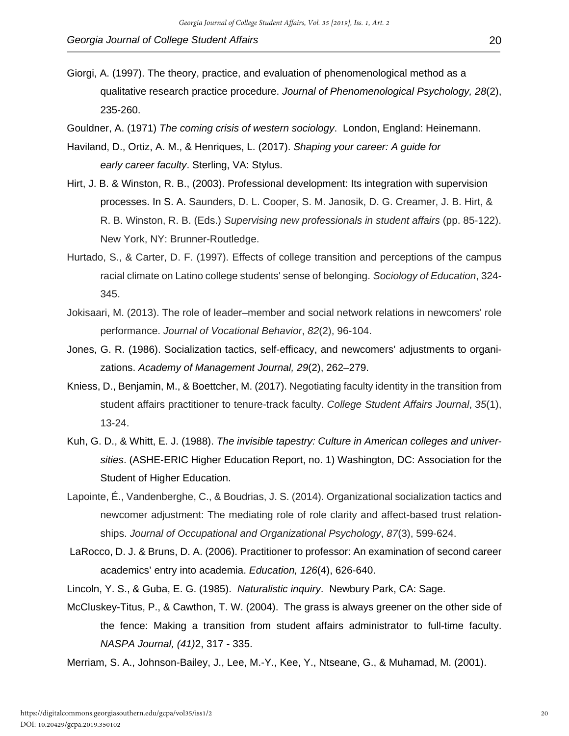Giorgi, A. (1997). The theory, practice, and evaluation of phenomenological method as a qualitative research practice procedure. *Journal of Phenomenological Psychology, 28*(2), 235-260.

Gouldner, A. (1971) *The coming crisis of western sociology*. London, England: Heinemann.

Haviland, D., Ortiz, A. M., & Henriques, L. (2017). *Shaping your career: A guide for early career faculty*. Sterling, VA: Stylus.

Hirt, J. B. & Winston, R. B., (2003). Professional development: Its integration with supervision processes. In S. A. Saunders, D. L. Cooper, S. M. Janosik, D. G. Creamer, J. B. Hirt, & R. B. Winston, R. B. (Eds.) *Supervising new professionals in student affairs* (pp. 85-122). New York, NY: Brunner-Routledge.

Hurtado, S., & Carter, D. F. (1997). Effects of college transition and perceptions of the campus racial climate on Latino college students' sense of belonging. *Sociology of Education*, 324-345.

Jokisaari, M. (2013). The role of leader–member and social network relations in newcomers' role performance. *Journal of Vocational Behavior*, *82*(2), 96-104.

Jones, G. R. (1986). Socialization tactics, self-efficacy, and newcomers' adjustments to organizations. *Academy of Management Journal, 29*(2), 262–279.

Kniess, D., Benjamin, M., & Boettcher, M. (2017). Negotiating faculty identity in the transition from student affairs practitioner to tenure-track faculty. *College Student Affairs Journal*, *35*(1), 13-24.

Kuh, G. D., & Whitt, E. J. (1988). *The invisible tapestry: Culture in American colleges and universities*. (ASHE-ERIC Higher Education Report, no. 1) Washington, DC: Association for the Student of Higher Education.

Lapointe, É., Vandenberghe, C., & Boudrias, J. S. (2014). Organizational socialization tactics and newcomer adjustment: The mediating role of role clarity and affect-based trust relationships. *Journal of Occupational and Organizational Psychology*, *87*(3), 599-624.

LaRocco, D. J. & Bruns, D. A. (2006). Practitioner to professor: An examination of second career academics' entry into academia. *Education, 126*(4), 626-640.

Lincoln, Y. S., & Guba, E. G. (1985). *Naturalistic inquiry*. Newbury Park, CA: Sage.

McCluskey-Titus, P., & Cawthon, T. W. (2004). The grass is always greener on the other side of the fence: Making a transition from student affairs administrator to full-time faculty. *NASPA Journal, (41)*2, 317 - 335.

Merriam, S. A., Johnson-Bailey, J., Lee, M.-Y., Kee, Y., Ntseane, G., & Muhamad, M. (2001).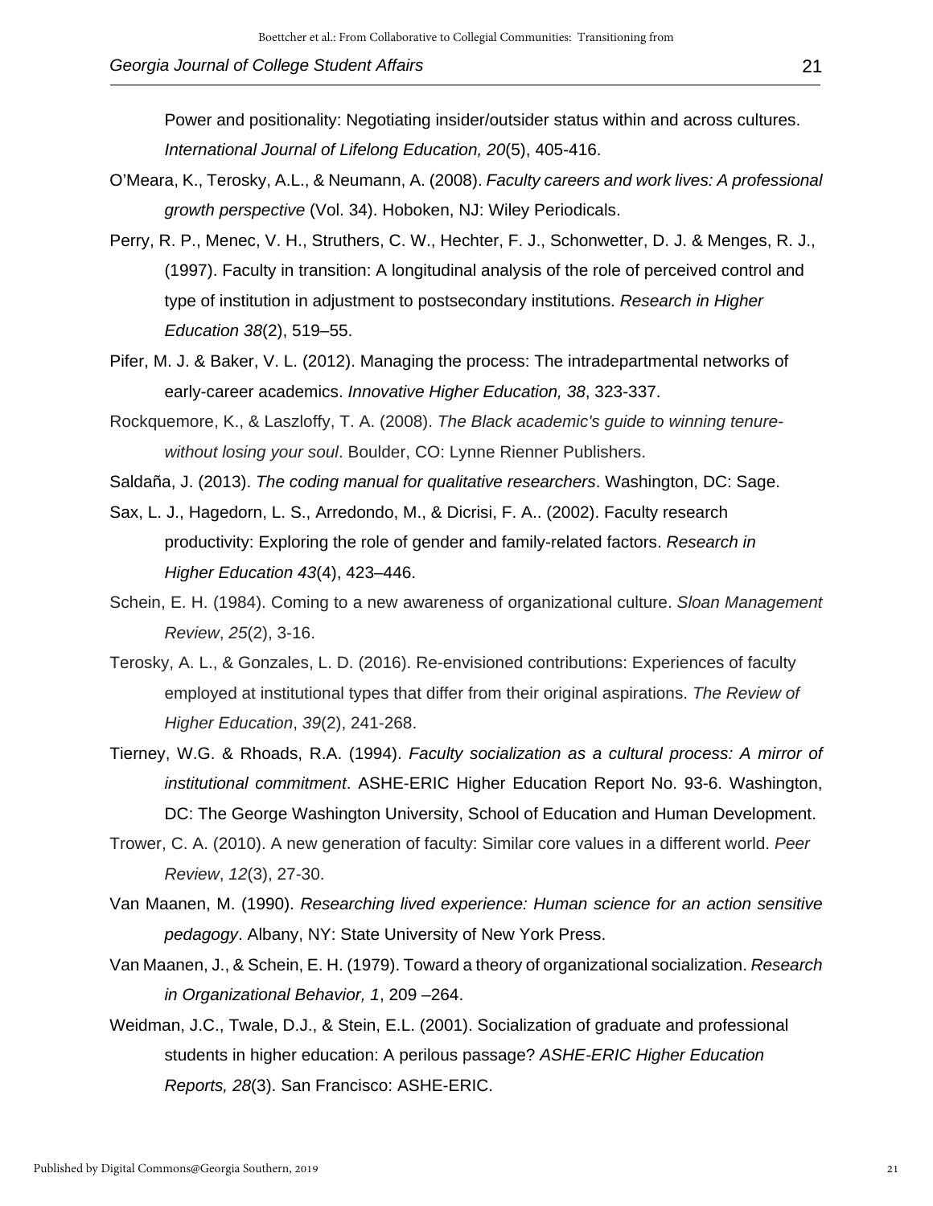Power and positionality: Negotiating insider/outsider status within and across cultures. *International Journal of Lifelong Education, 20*(5), 405-416.

O'Meara, K., Terosky, A.L., & Neumann, A. (2008). *Faculty careers and work lives: A professional growth perspective* (Vol. 34). Hoboken, NJ: Wiley Periodicals.

Perry, R. P., Menec, V. H., Struthers, C. W., Hechter, F. J., Schonwetter, D. J. & Menges, R. J., (1997). Faculty in transition: A longitudinal analysis of the role of perceived control and type of institution in adjustment to postsecondary institutions. *Research in Higher Education 38*(2), 519–55.

Pifer, M. J. & Baker, V. L. (2012). Managing the process: The intradepartmental networks of early-career academics. *Innovative Higher Education, 38*, 323-337.

Rockquemore, K., & Laszloffy, T. A. (2008). *The Black academic's guide to winning tenure-without losing your soul*. Boulder, CO: Lynne Rienner Publishers.

Saldaña, J. (2013). *The coding manual for qualitative researchers*. Washington, DC: Sage.

Sax, L. J., Hagedorn, L. S., Arredondo, M., & Dicrisi, F. A.. (2002). Faculty research productivity: Exploring the role of gender and family-related factors. *Research in Higher Education 43*(4), 423–446.

Schein, E. H. (1984). Coming to a new awareness of organizational culture. *Sloan Management Review*, *25*(2), 3-16.

Terosky, A. L., & Gonzales, L. D. (2016). Re-envisioned contributions: Experiences of faculty employed at institutional types that differ from their original aspirations. *The Review of Higher Education*, *39*(2), 241-268.

Tierney, W.G. & Rhoads, R.A. (1994). *Faculty socialization as a cultural process: A mirror of institutional commitment*. ASHE-ERIC Higher Education Report No. 93-6. Washington, DC: The George Washington University, School of Education and Human Development.

Trower, C. A. (2010). A new generation of faculty: Similar core values in a different world. *Peer Review*, *12*(3), 27-30.

Van Maanen, M. (1990). *Researching lived experience: Human science for an action sensitive pedagogy*. Albany, NY: State University of New York Press.

Van Maanen, J., & Schein, E. H. (1979). Toward a theory of organizational socialization. *Research in Organizational Behavior, 1*, 209 –264.

Weidman, J.C., Twale, D.J., & Stein, E.L. (2001). Socialization of graduate and professional students in higher education: A perilous passage? *ASHE-ERIC Higher Education Reports, 28*(3). San Francisco: ASHE-ERIC.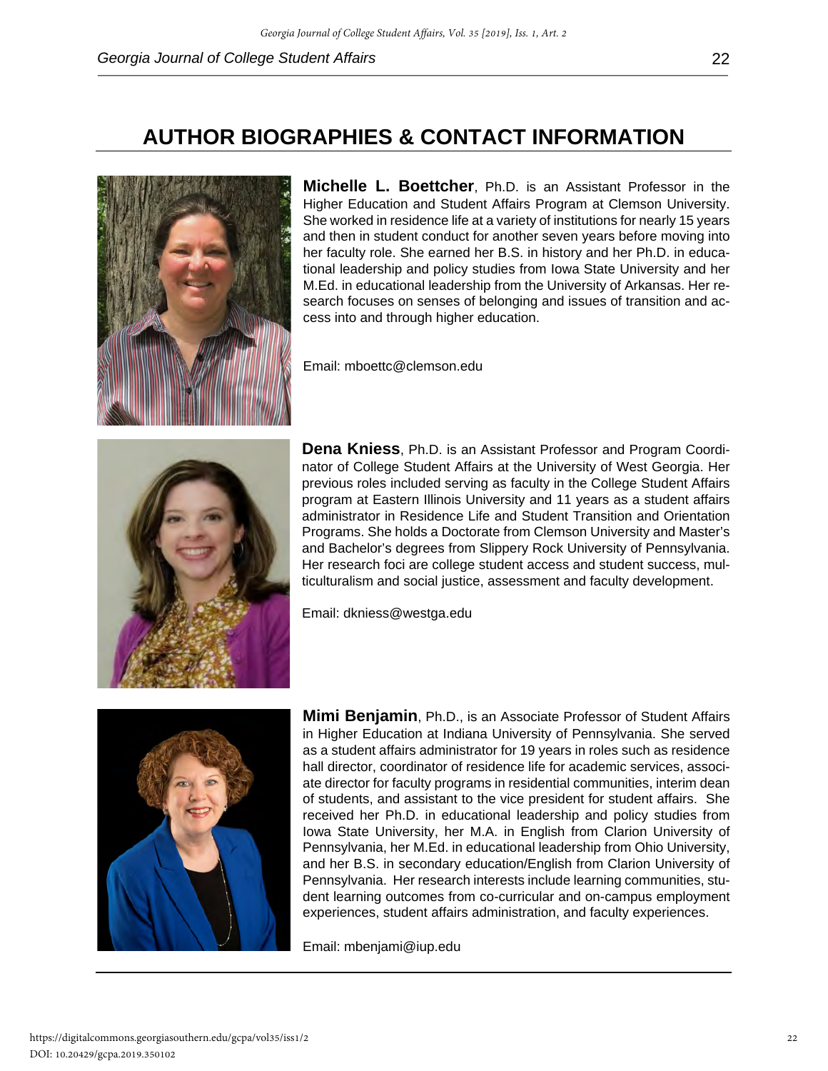# AUTHOR BIOGRAPHIES & CONTACT INFORMATION

**Michelle L. Boettcher**, Ph.D. is an Assistant Professor in the Higher Education and Student Affairs Program at Clemson University. She worked in residence life at a variety of institutions for nearly 15 years and then in student conduct for another seven years before moving into her faculty role. She earned her B.S. in history and her Ph.D. in educational leadership and policy studies from Iowa State University and her M.Ed. in educational leadership from the University of Arkansas. Her research focuses on senses of belonging and issues of transition and access into and through higher education.

Email: mboettc@clemson.edu

**Dena Kniess**, Ph.D. is an Assistant Professor and Program Coordinator of College Student Affairs at the University of West Georgia. Her previous roles included serving as faculty in the College Student Affairs program at Eastern Illinois University and 11 years as a student affairs administrator in Residence Life and Student Transition and Orientation Programs. She holds a Doctorate from Clemson University and Master's and Bachelor's degrees from Slippery Rock University of Pennsylvania. Her research foci are college student access and student success, multiculturalism and social justice, assessment and faculty development.

Email: dkniess@westga.edu

**Mimi Benjamin**, Ph.D., is an Associate Professor of Student Affairs in Higher Education at Indiana University of Pennsylvania. She served as a student affairs administrator for 19 years in roles such as residence hall director, coordinator of residence life for academic services, associate director for faculty programs in residential communities, interim dean of students, and assistant to the vice president for student affairs. She received her Ph.D. in educational leadership and policy studies from Iowa State University, her M.A. in English from Clarion University of Pennsylvania, her M.Ed. in educational leadership from Ohio University, and her B.S. in secondary education/English from Clarion University of Pennsylvania. Her research interests include learning communities, student learning outcomes from co-curricular and on-campus employment experiences, student affairs administration, and faculty experiences.

Email: mbenjami@iup.edu